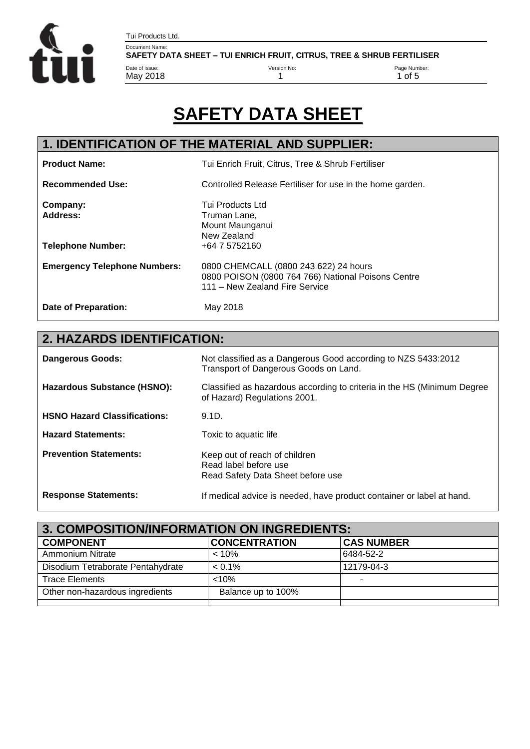# SAFETY DATA SHEET

## 1. IDENTIFICATION OF THE MATERIAL AND SUPPLIER:

**Product Name:** Tui Enrich Fruit, Citrus, Tree & Shrub Fertiliser

**Recommended Use:** Controlled Release Fertiliser for use in the home garden.

**Company:** Tui Products Ltd

**Address:** Truman Lane,
Mount Maunganui
New Zealand

**Telephone Number:** +64 7 5752160

**Emergency Telephone Numbers:** 0800 CHEMCALL (0800 243 622) 24 hours
0800 POISON (0800 764 766) National Poisons Centre
111 – New Zealand Fire Service

**Date of Preparation:** May 2018

## 2. HAZARDS IDENTIFICATION:

**Dangerous Goods:** Not classified as a Dangerous Good according to NZS 5433:2012 Transport of Dangerous Goods on Land.

**Hazardous Substance (HSNO):** Classified as hazardous according to criteria in the HS (Minimum Degree of Hazard) Regulations 2001.

**HSNO Hazard Classifications:** 9.1D.

**Hazard Statements:** Toxic to aquatic life

**Prevention Statements:** Keep out of reach of children
Read label before use
Read Safety Data Sheet before use

**Response Statements:** If medical advice is needed, have product container or label at hand.

## 3. COMPOSITION/INFORMATION ON INGREDIENTS:

| COMPONENT | CONCENTRATION | CAS NUMBER |
|---|---|---|
| Ammonium Nitrate | < 10% | 6484-52-2 |
| Disodium Tetraborate Pentahydrate | < 0.1% | 12179-04-3 |
| Trace Elements | <10% | - |
| Other non-hazardous ingredients | Balance up to 100% | |
| | | |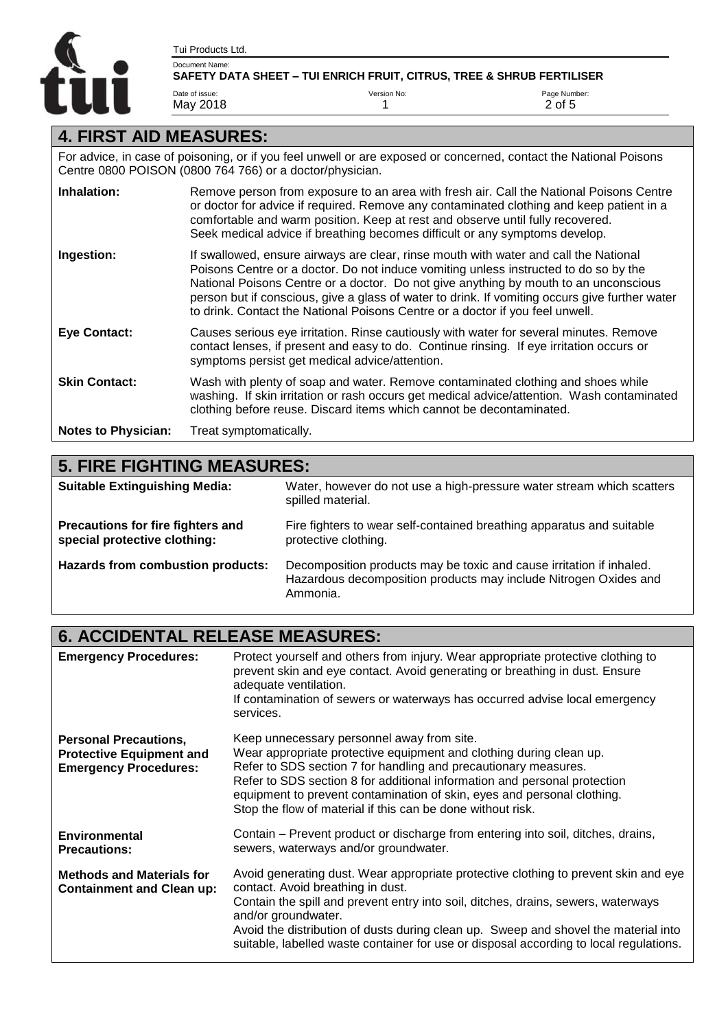## 4. FIRST AID MEASURES:

For advice, in case of poisoning, or if you feel unwell or are exposed or concerned, contact the National Poisons Centre 0800 POISON (0800 764 766) or a doctor/physician.

| | |
|---|---|
| **Inhalation:** | Remove person from exposure to an area with fresh air. Call the National Poisons Centre or doctor for advice if required. Remove any contaminated clothing and keep patient in a comfortable and warm position. Keep at rest and observe until fully recovered. Seek medical advice if breathing becomes difficult or any symptoms develop. |
| **Ingestion:** | If swallowed, ensure airways are clear, rinse mouth with water and call the National Poisons Centre or a doctor. Do not induce vomiting unless instructed to do so by the National Poisons Centre or a doctor. Do not give anything by mouth to an unconscious person but if conscious, give a glass of water to drink. If vomiting occurs give further water to drink. Contact the National Poisons Centre or a doctor if you feel unwell. |
| **Eye Contact:** | Causes serious eye irritation. Rinse cautiously with water for several minutes. Remove contact lenses, if present and easy to do. Continue rinsing. If eye irritation occurs or symptoms persist get medical advice/attention. |
| **Skin Contact:** | Wash with plenty of soap and water. Remove contaminated clothing and shoes while washing. If skin irritation or rash occurs get medical advice/attention. Wash contaminated clothing before reuse. Discard items which cannot be decontaminated. |
| **Notes to Physician:** | Treat symptomatically. |

## 5. FIRE FIGHTING MEASURES:

| | |
|---|---|
| **Suitable Extinguishing Media:** | Water, however do not use a high-pressure water stream which scatters spilled material. |
| **Precautions for fire fighters and special protective clothing:** | Fire fighters to wear self-contained breathing apparatus and suitable protective clothing. |
| **Hazards from combustion products:** | Decomposition products may be toxic and cause irritation if inhaled. Hazardous decomposition products may include Nitrogen Oxides and Ammonia. |

## 6. ACCIDENTAL RELEASE MEASURES:

| | |
|---|---|
| **Emergency Procedures:** | Protect yourself and others from injury. Wear appropriate protective clothing to prevent skin and eye contact. Avoid generating or breathing in dust. Ensure adequate ventilation.<br>If contamination of sewers or waterways has occurred advise local emergency services. |
| **Personal Precautions, Protective Equipment and Emergency Procedures:** | Keep unnecessary personnel away from site.<br>Wear appropriate protective equipment and clothing during clean up.<br>Refer to SDS section 7 for handling and precautionary measures.<br>Refer to SDS section 8 for additional information and personal protection equipment to prevent contamination of skin, eyes and personal clothing.<br>Stop the flow of material if this can be done without risk. |
| **Environmental Precautions:** | Contain – Prevent product or discharge from entering into soil, ditches, drains, sewers, waterways and/or groundwater. |
| **Methods and Materials for Containment and Clean up:** | Avoid generating dust. Wear appropriate protective clothing to prevent skin and eye contact. Avoid breathing in dust.<br>Contain the spill and prevent entry into soil, ditches, drains, sewers, waterways and/or groundwater.<br>Avoid the distribution of dusts during clean up. Sweep and shovel the material into suitable, labelled waste container for use or disposal according to local regulations. |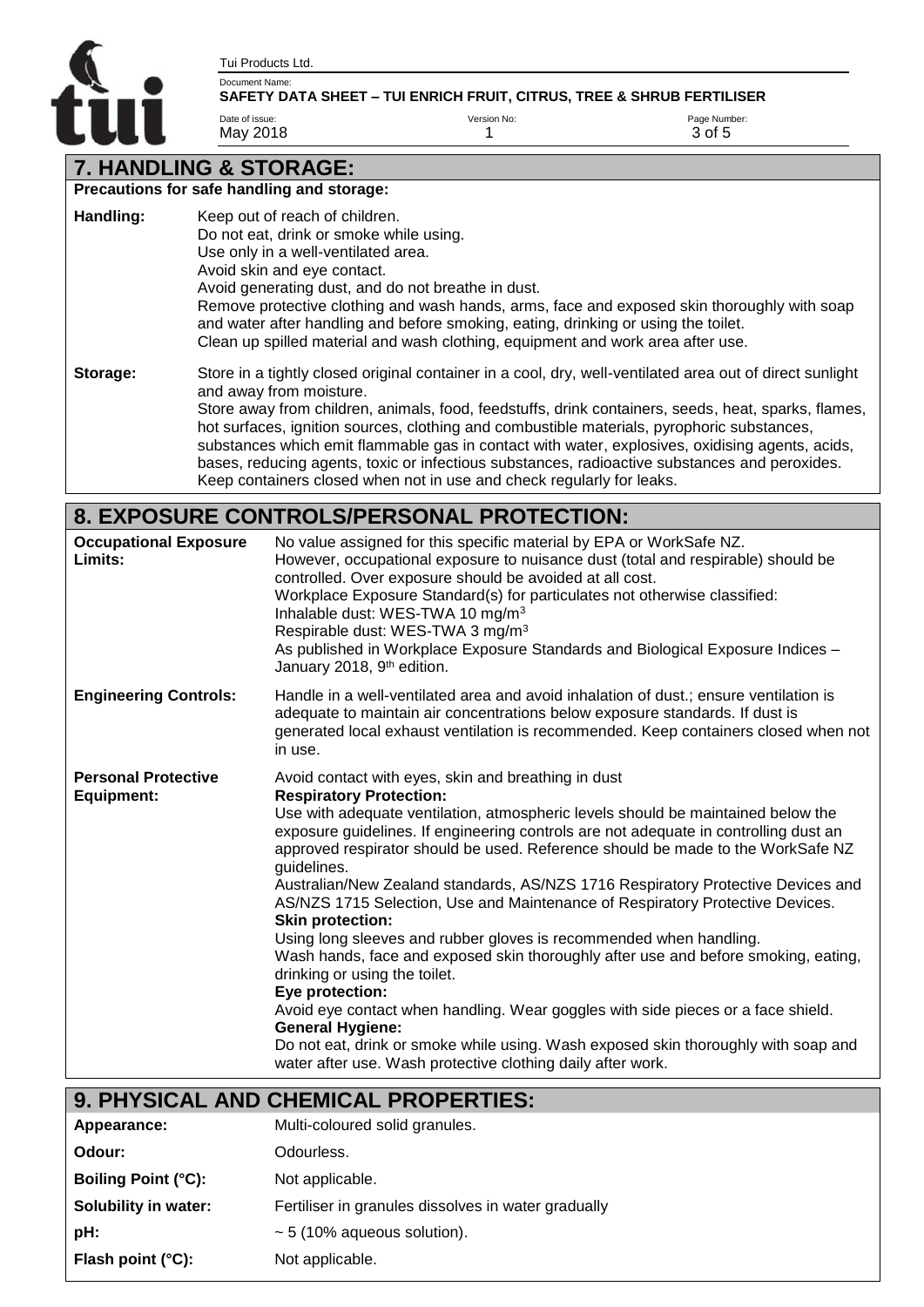## 7. HANDLING & STORAGE:

**Precautions for safe handling and storage:**

**Handling:**

Keep out of reach of children.
Do not eat, drink or smoke while using.
Use only in a well-ventilated area.
Avoid skin and eye contact.
Avoid generating dust, and do not breathe in dust.
Remove protective clothing and wash hands, arms, face and exposed skin thoroughly with soap and water after handling and before smoking, eating, drinking or using the toilet.
Clean up spilled material and wash clothing, equipment and work area after use.

**Storage:**

Store in a tightly closed original container in a cool, dry, well-ventilated area out of direct sunlight and away from moisture.
Store away from children, animals, food, feedstuffs, drink containers, seeds, heat, sparks, flames, hot surfaces, ignition sources, clothing and combustible materials, pyrophoric substances, substances which emit flammable gas in contact with water, explosives, oxidising agents, acids, bases, reducing agents, toxic or infectious substances, radioactive substances and peroxides.
Keep containers closed when not in use and check regularly for leaks.

## 8. EXPOSURE CONTROLS/PERSONAL PROTECTION:

**Occupational Exposure Limits:**

No value assigned for this specific material by EPA or WorkSafe NZ.
However, occupational exposure to nuisance dust (total and respirable) should be controlled. Over exposure should be avoided at all cost.
Workplace Exposure Standard(s) for particulates not otherwise classified:
Inhalable dust: WES-TWA 10 $mg/m^3$
Respirable dust: WES-TWA 3 $mg/m^3$
As published in Workplace Exposure Standards and Biological Exposure Indices – January 2018, 9th edition.

**Engineering Controls:**

Handle in a well-ventilated area and avoid inhalation of dust.; ensure ventilation is adequate to maintain air concentrations below exposure standards. If dust is generated local exhaust ventilation is recommended. Keep containers closed when not in use.

**Personal Protective Equipment:**

Avoid contact with eyes, skin and breathing in dust

**Respiratory Protection:**
Use with adequate ventilation, atmospheric levels should be maintained below the exposure guidelines. If engineering controls are not adequate in controlling dust an approved respirator should be used. Reference should be made to the WorkSafe NZ guidelines.
Australian/New Zealand standards, AS/NZS 1716 Respiratory Protective Devices and AS/NZS 1715 Selection, Use and Maintenance of Respiratory Protective Devices.

**Skin protection:**
Using long sleeves and rubber gloves is recommended when handling.
Wash hands, face and exposed skin thoroughly after use and before smoking, eating, drinking or using the toilet.

**Eye protection:**
Avoid eye contact when handling. Wear goggles with side pieces or a face shield.

**General Hygiene:**
Do not eat, drink or smoke while using. Wash exposed skin thoroughly with soap and water after use. Wash protective clothing daily after work.

## 9. PHYSICAL AND CHEMICAL PROPERTIES:

| | |
|---|---|
| **Appearance:** | Multi-coloured solid granules. |
| **Odour:** | Odourless. |
| **Boiling Point (°C):** | Not applicable. |
| **Solubility in water:** | Fertiliser in granules dissolves in water gradually |
| **pH:** | ~ 5 (10% aqueous solution). |
| **Flash point (°C):** | Not applicable. |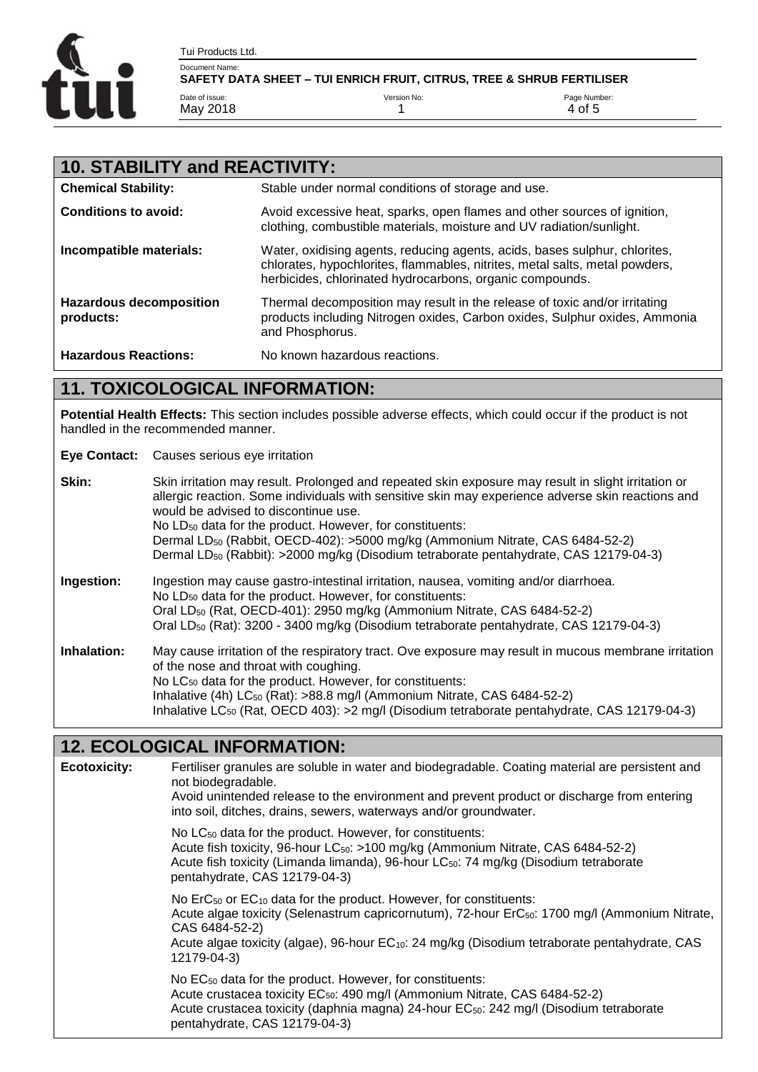## 10. STABILITY and REACTIVITY:

| | |
|---|---|
| **Chemical Stability:** | Stable under normal conditions of storage and use. |
| **Conditions to avoid:** | Avoid excessive heat, sparks, open flames and other sources of ignition, clothing, combustible materials, moisture and UV radiation/sunlight. |
| **Incompatible materials:** | Water, oxidising agents, reducing agents, acids, bases sulphur, chlorites, chlorates, hypochlorites, flammables, nitrites, metal salts, metal powders, herbicides, chlorinated hydrocarbons, organic compounds. |
| **Hazardous decomposition products:** | Thermal decomposition may result in the release of toxic and/or irritating products including Nitrogen oxides, Carbon oxides, Sulphur oxides, Ammonia and Phosphorus. |
| **Hazardous Reactions:** | No known hazardous reactions. |

## 11. TOXICOLOGICAL INFORMATION:

**Potential Health Effects:** This section includes possible adverse effects, which could occur if the product is not handled in the recommended manner.

**Eye Contact:** Causes serious eye irritation

**Skin:** Skin irritation may result. Prolonged and repeated skin exposure may result in slight irritation or allergic reaction. Some individuals with sensitive skin may experience adverse skin reactions and would be advised to discontinue use.
No $LD_{50}$ data for the product. However, for constituents:
Dermal $LD_{50}$ (Rabbit, OECD-402): >5000 mg/kg (Ammonium Nitrate, CAS 6484-52-2)
Dermal $LD_{50}$ (Rabbit): >2000 mg/kg (Disodium tetraborate pentahydrate, CAS 12179-04-3)

**Ingestion:** Ingestion may cause gastro-intestinal irritation, nausea, vomiting and/or diarrhoea.
No $LD_{50}$ data for the product. However, for constituents:
Oral $LD_{50}$ (Rat, OECD-401): 2950 mg/kg (Ammonium Nitrate, CAS 6484-52-2)
Oral $LD_{50}$ (Rat): 3200 - 3400 mg/kg (Disodium tetraborate pentahydrate, CAS 12179-04-3)

**Inhalation:** May cause irritation of the respiratory tract. Ove exposure may result in mucous membrane irritation of the nose and throat with coughing.
No $LC_{50}$ data for the product. However, for constituents:
Inhalative (4h) $LC_{50}$ (Rat): >88.8 mg/l (Ammonium Nitrate, CAS 6484-52-2)
Inhalative $LC_{50}$ (Rat, OECD 403): >2 mg/l (Disodium tetraborate pentahydrate, CAS 12179-04-3)

## 12. ECOLOGICAL INFORMATION:

**Ecotoxicity:** Fertiliser granules are soluble in water and biodegradable. Coating material are persistent and not biodegradable.
Avoid unintended release to the environment and prevent product or discharge from entering into soil, ditches, drains, sewers, waterways and/or groundwater.

No $LC_{50}$ data for the product. However, for constituents:
Acute fish toxicity, 96-hour $LC_{50}$: >100 mg/kg (Ammonium Nitrate, CAS 6484-52-2)
Acute fish toxicity (Limanda limanda), 96-hour $LC_{50}$: 74 mg/kg (Disodium tetraborate pentahydrate, CAS 12179-04-3)

No $ErC_{50}$ or $EC_{10}$ data for the product. However, for constituents:
Acute algae toxicity (Selenastrum capricornutum), 72-hour $ErC_{50}$: 1700 mg/l (Ammonium Nitrate, CAS 6484-52-2)
Acute algae toxicity (algae), 96-hour $EC_{10}$: 24 mg/kg (Disodium tetraborate pentahydrate, CAS 12179-04-3)

No $EC_{50}$ data for the product. However, for constituents:
Acute crustacea toxicity $EC_{50}$: 490 mg/l (Ammonium Nitrate, CAS 6484-52-2)
Acute crustacea toxicity (daphnia magna) 24-hour $EC_{50}$: 242 mg/l (Disodium tetraborate pentahydrate, CAS 12179-04-3)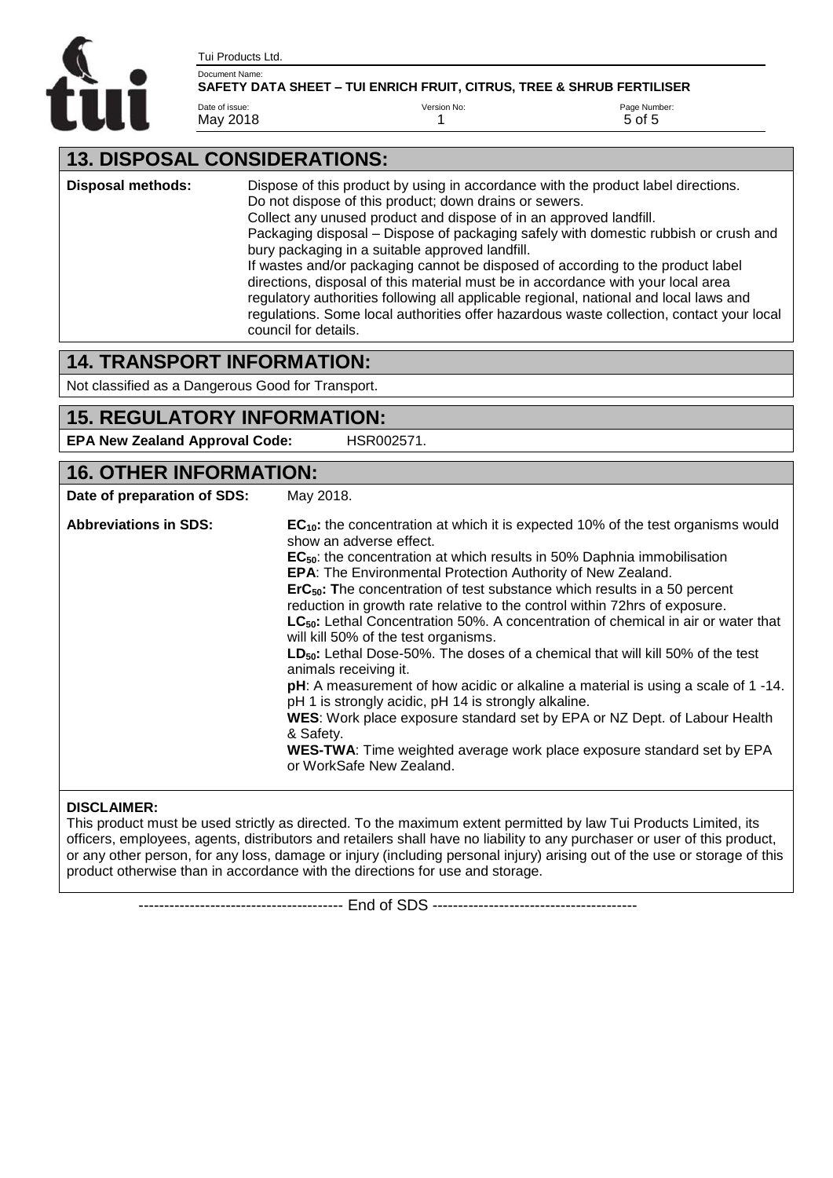## 13. DISPOSAL CONSIDERATIONS:

| | |
|---|---|
| **Disposal methods:** | Dispose of this product by using in accordance with the product label directions. Do not dispose of this product; down drains or sewers. Collect any unused product and dispose of in an approved landfill. Packaging disposal – Dispose of packaging safely with domestic rubbish or crush and bury packaging in a suitable approved landfill. If wastes and/or packaging cannot be disposed of according to the product label directions, disposal of this material must be in accordance with your local area regulatory authorities following all applicable regional, national and local laws and regulations. Some local authorities offer hazardous waste collection, contact your local council for details. |

## 14. TRANSPORT INFORMATION:

Not classified as a Dangerous Good for Transport.

## 15. REGULATORY INFORMATION:

**EPA New Zealand Approval Code:** HSR002571.

## 16. OTHER INFORMATION:

| | |
|---|---|
| **Date of preparation of SDS:** | May 2018. |
| **Abbreviations in SDS:** | **$EC_{10}$:** the concentration at which it is expected 10% of the test organisms would show an adverse effect.<br>**$EC_{50}$**: the concentration at which results in 50% Daphnia immobilisation<br>**EPA**: The Environmental Protection Authority of New Zealand.<br>**$ErC_{50}$: T**he concentration of test substance which results in a 50 percent reduction in growth rate relative to the control within 72hrs of exposure.<br>**$LC_{50}$:** Lethal Concentration 50%. A concentration of chemical in air or water that will kill 50% of the test organisms.<br>**$LD_{50}$:** Lethal Dose-50%. The doses of a chemical that will kill 50% of the test animals receiving it.<br>**pH**: A measurement of how acidic or alkaline a material is using a scale of 1 -14. pH 1 is strongly acidic, pH 14 is strongly alkaline.<br>**WES**: Work place exposure standard set by EPA or NZ Dept. of Labour Health & Safety.<br>**WES-TWA**: Time weighted average work place exposure standard set by EPA or WorkSafe New Zealand. |

**DISCLAIMER:**

This product must be used strictly as directed. To the maximum extent permitted by law Tui Products Limited, its officers, employees, agents, distributors and retailers shall have no liability to any purchaser or user of this product, or any other person, for any loss, damage or injury (including personal injury) arising out of the use or storage of this product otherwise than in accordance with the directions for use and storage.

---------------------------------------- End of SDS ----------------------------------------